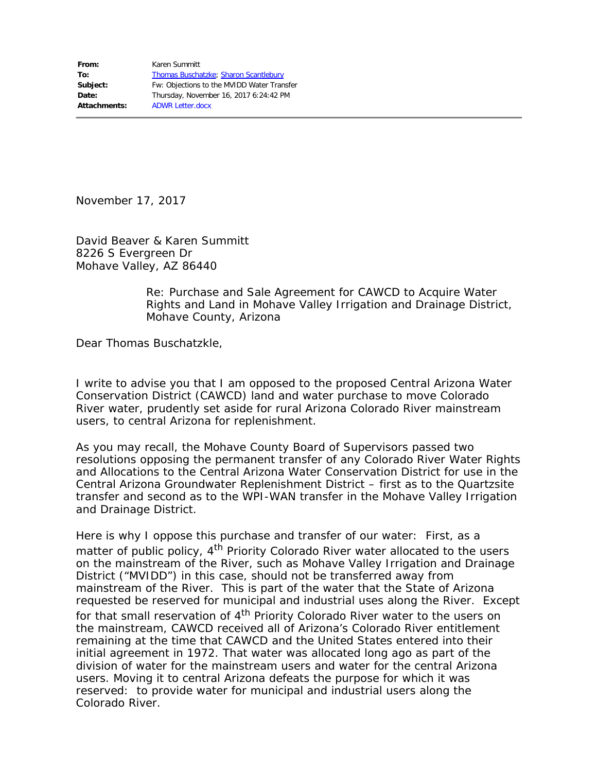| | |
|---|---|
| **From:** | Karen Summitt |
| **To:** | Thomas Buschatzke; Sharon Scantlebury |
| **Subject:** | Fw: Objections to the MVIDD Water Transfer |
| **Date:** | Thursday, November 16, 2017 6:24:42 PM |
| **Attachments:** | ADWR Letter.docx |

---

November 17, 2017

David Beaver & Karen Summitt
8226 S Evergreen Dr
Mohave Valley, AZ 86440

Re: Purchase and Sale Agreement for CAWCD to Acquire Water Rights and Land in Mohave Valley Irrigation and Drainage District, Mohave County, Arizona

Dear Thomas Buschatzkle,

I write to advise you that I am opposed to the proposed Central Arizona Water Conservation District (CAWCD) land and water purchase to move Colorado River water, prudently set aside for rural Arizona Colorado River mainstream users, to central Arizona for replenishment.

As you may recall, the Mohave County Board of Supervisors passed two resolutions opposing the permanent transfer of any Colorado River Water Rights and Allocations to the Central Arizona Water Conservation District for use in the Central Arizona Groundwater Replenishment District – first as to the Quartzsite transfer and second as to the WPI-WAN transfer in the Mohave Valley Irrigation and Drainage District.

Here is why I oppose this purchase and transfer of our water: First, as a matter of public policy, 4th Priority Colorado River water allocated to the users on the mainstream of the River, such as Mohave Valley Irrigation and Drainage District ("MVIDD") in this case, should not be transferred away from mainstream of the River. This is part of the water that the State of Arizona requested be reserved for municipal and industrial uses along the River. Except for that small reservation of 4th Priority Colorado River water to the users on the mainstream, CAWCD received all of Arizona's Colorado River entitlement remaining at the time that CAWCD and the United States entered into their initial agreement in 1972. That water was allocated long ago as part of the division of water for the mainstream users and water for the central Arizona users. Moving it to central Arizona defeats the purpose for which it was reserved: to provide water for municipal and industrial users along the Colorado River.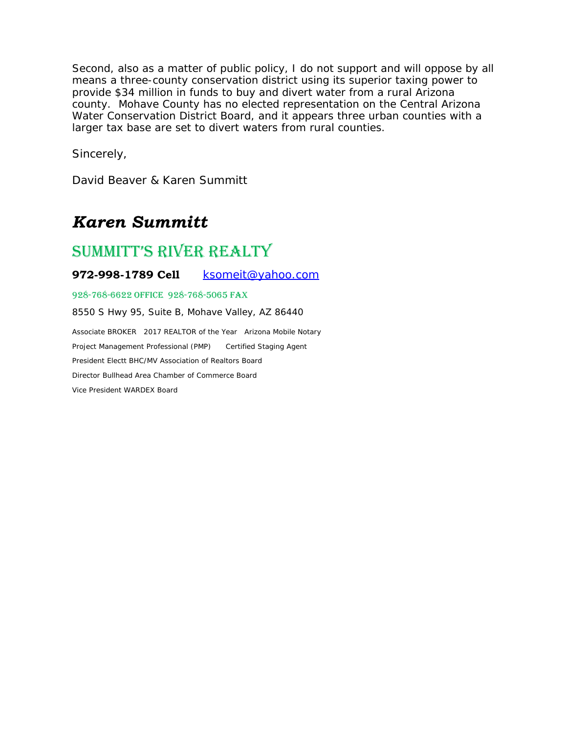Second, also as a matter of public policy, I do not support and will oppose by all means a three-county conservation district using its superior taxing power to provide $34 million in funds to buy and divert water from a rural Arizona county. Mohave County has no elected representation on the Central Arizona Water Conservation District Board, and it appears three urban counties with a larger tax base are set to divert waters from rural counties.

Sincerely,

David Beaver & Karen Summitt

***Karen Summitt***

**SUMMITT'S RIVER REALTY**

**972-998-1789 Cell** ksomeit@yahoo.com

928-768-6622 OFFICE 928-768-5065 FAX

8550 S Hwy 95, Suite B, Mohave Valley, AZ 86440

Associate BROKER 2017 REALTOR of the Year Arizona Mobile Notary

Project Management Professional (PMP) Certified Staging Agent

President Electt BHC/MV Association of Realtors Board

Director Bullhead Area Chamber of Commerce Board

Vice President WARDEX Board